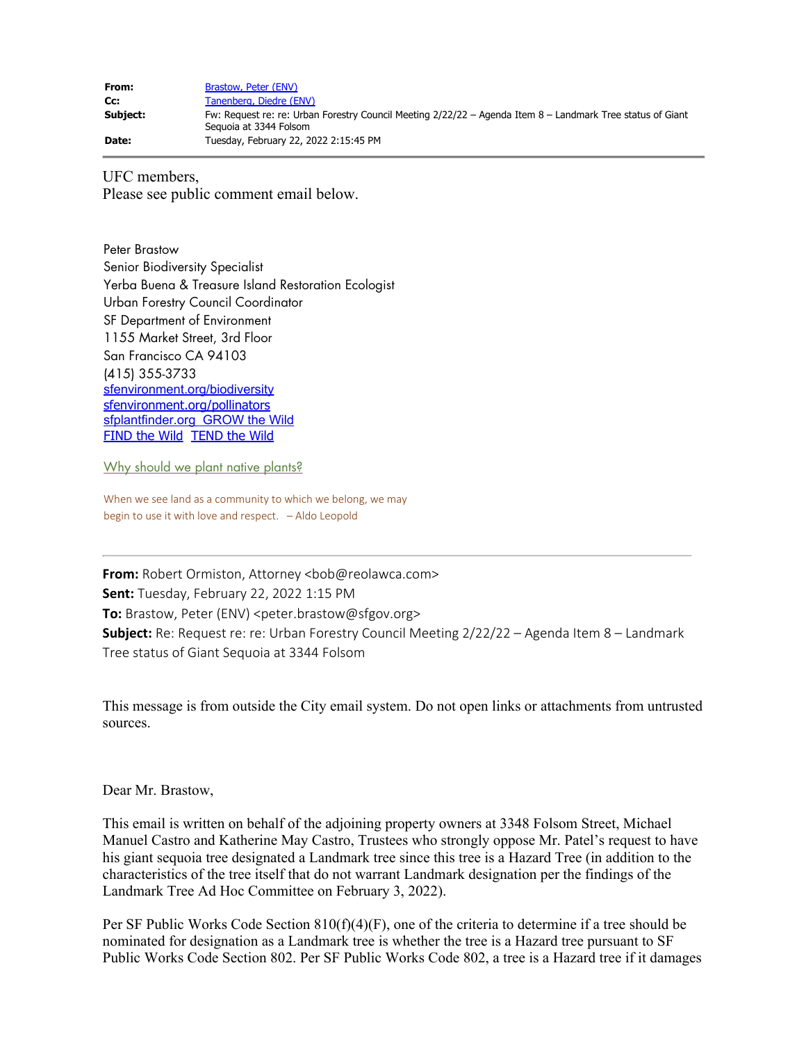**From:** Brastow, Peter (ENV)
**Cc:** Tanenberg, Diedre (ENV)
**Subject:** Fw: Request re: re: Urban Forestry Council Meeting 2/22/22 – Agenda Item 8 – Landmark Tree status of Giant Sequoia at 3344 Folsom
**Date:** Tuesday, February 22, 2022 2:15:45 PM

---

UFC members,
Please see public comment email below.

Peter Brastow
Senior Biodiversity Specialist
Yerba Buena & Treasure Island Restoration Ecologist
Urban Forestry Council Coordinator
SF Department of Environment
1155 Market Street, 3rd Floor
San Francisco CA 94103
(415) 355-3733
sfenvironment.org/biodiversity
sfenvironment.org/pollinators
sfplantfinder.org GROW the Wild
FIND the Wild TEND the Wild

Why should we plant native plants?

When we see land as a community to which we belong, we may begin to use it with love and respect. – Aldo Leopold

---

**From:** Robert Ormiston, Attorney <bob@reolawca.com>
**Sent:** Tuesday, February 22, 2022 1:15 PM
**To:** Brastow, Peter (ENV) <peter.brastow@sfgov.org>
**Subject:** Re: Request re: re: Urban Forestry Council Meeting 2/22/22 – Agenda Item 8 – Landmark Tree status of Giant Sequoia at 3344 Folsom

This message is from outside the City email system. Do not open links or attachments from untrusted sources.

Dear Mr. Brastow,

This email is written on behalf of the adjoining property owners at 3348 Folsom Street, Michael Manuel Castro and Katherine May Castro, Trustees who strongly oppose Mr. Patel's request to have his giant sequoia tree designated a Landmark tree since this tree is a Hazard Tree (in addition to the characteristics of the tree itself that do not warrant Landmark designation per the findings of the Landmark Tree Ad Hoc Committee on February 3, 2022).

Per SF Public Works Code Section 810(f)(4)(F), one of the criteria to determine if a tree should be nominated for designation as a Landmark tree is whether the tree is a Hazard tree pursuant to SF Public Works Code Section 802. Per SF Public Works Code 802, a tree is a Hazard tree if it damages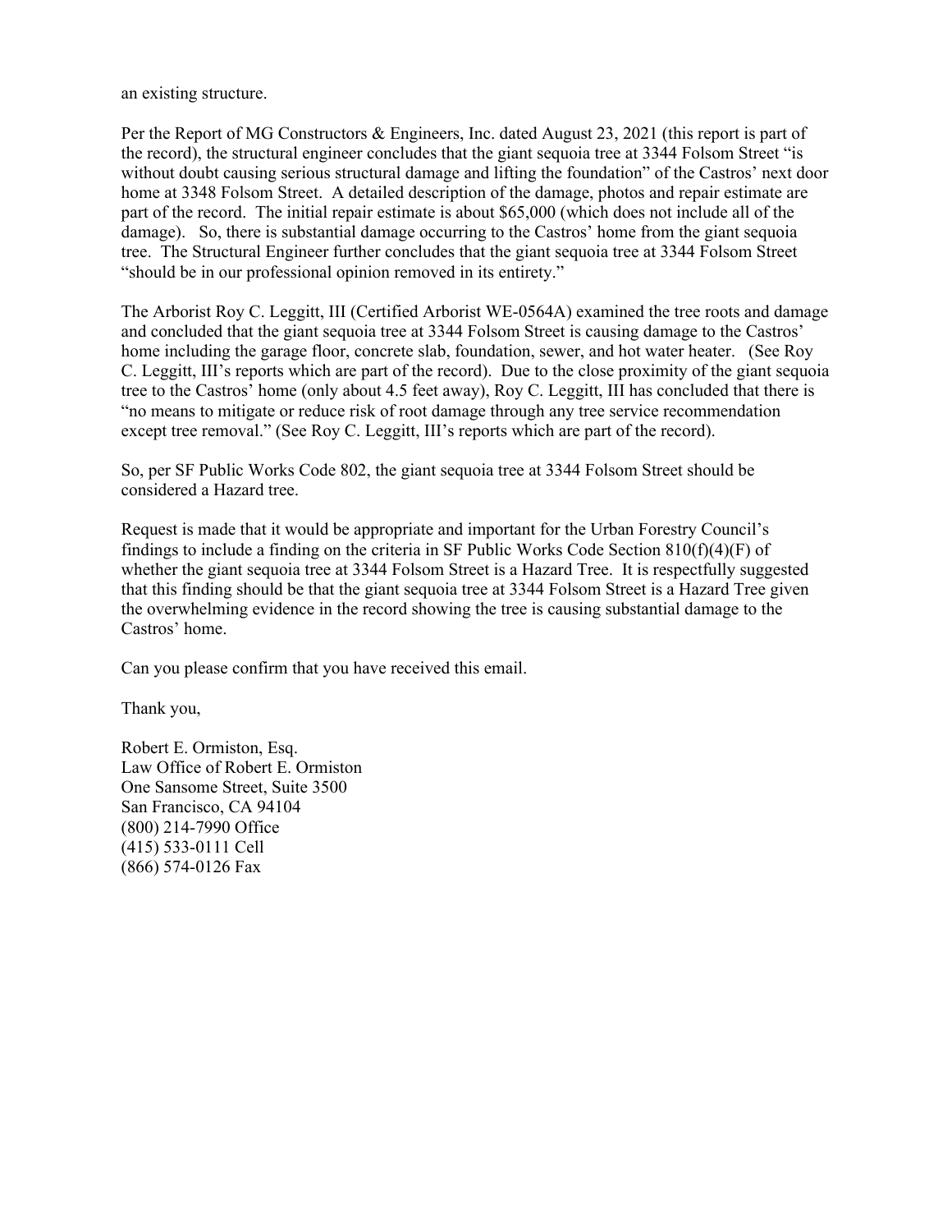an existing structure.

Per the Report of MG Constructors & Engineers, Inc. dated August 23, 2021 (this report is part of the record), the structural engineer concludes that the giant sequoia tree at 3344 Folsom Street "is without doubt causing serious structural damage and lifting the foundation" of the Castros' next door home at 3348 Folsom Street. A detailed description of the damage, photos and repair estimate are part of the record. The initial repair estimate is about $65,000 (which does not include all of the damage). So, there is substantial damage occurring to the Castros' home from the giant sequoia tree. The Structural Engineer further concludes that the giant sequoia tree at 3344 Folsom Street "should be in our professional opinion removed in its entirety."

The Arborist Roy C. Leggitt, III (Certified Arborist WE-0564A) examined the tree roots and damage and concluded that the giant sequoia tree at 3344 Folsom Street is causing damage to the Castros' home including the garage floor, concrete slab, foundation, sewer, and hot water heater. (See Roy C. Leggitt, III's reports which are part of the record). Due to the close proximity of the giant sequoia tree to the Castros' home (only about 4.5 feet away), Roy C. Leggitt, III has concluded that there is "no means to mitigate or reduce risk of root damage through any tree service recommendation except tree removal." (See Roy C. Leggitt, III's reports which are part of the record).

So, per SF Public Works Code 802, the giant sequoia tree at 3344 Folsom Street should be considered a Hazard tree.

Request is made that it would be appropriate and important for the Urban Forestry Council's findings to include a finding on the criteria in SF Public Works Code Section 810(f)(4)(F) of whether the giant sequoia tree at 3344 Folsom Street is a Hazard Tree. It is respectfully suggested that this finding should be that the giant sequoia tree at 3344 Folsom Street is a Hazard Tree given the overwhelming evidence in the record showing the tree is causing substantial damage to the Castros' home.

Can you please confirm that you have received this email.

Thank you,

Robert E. Ormiston, Esq.
Law Office of Robert E. Ormiston
One Sansome Street, Suite 3500
San Francisco, CA 94104
(800) 214-7990 Office
(415) 533-0111 Cell
(866) 574-0126 Fax